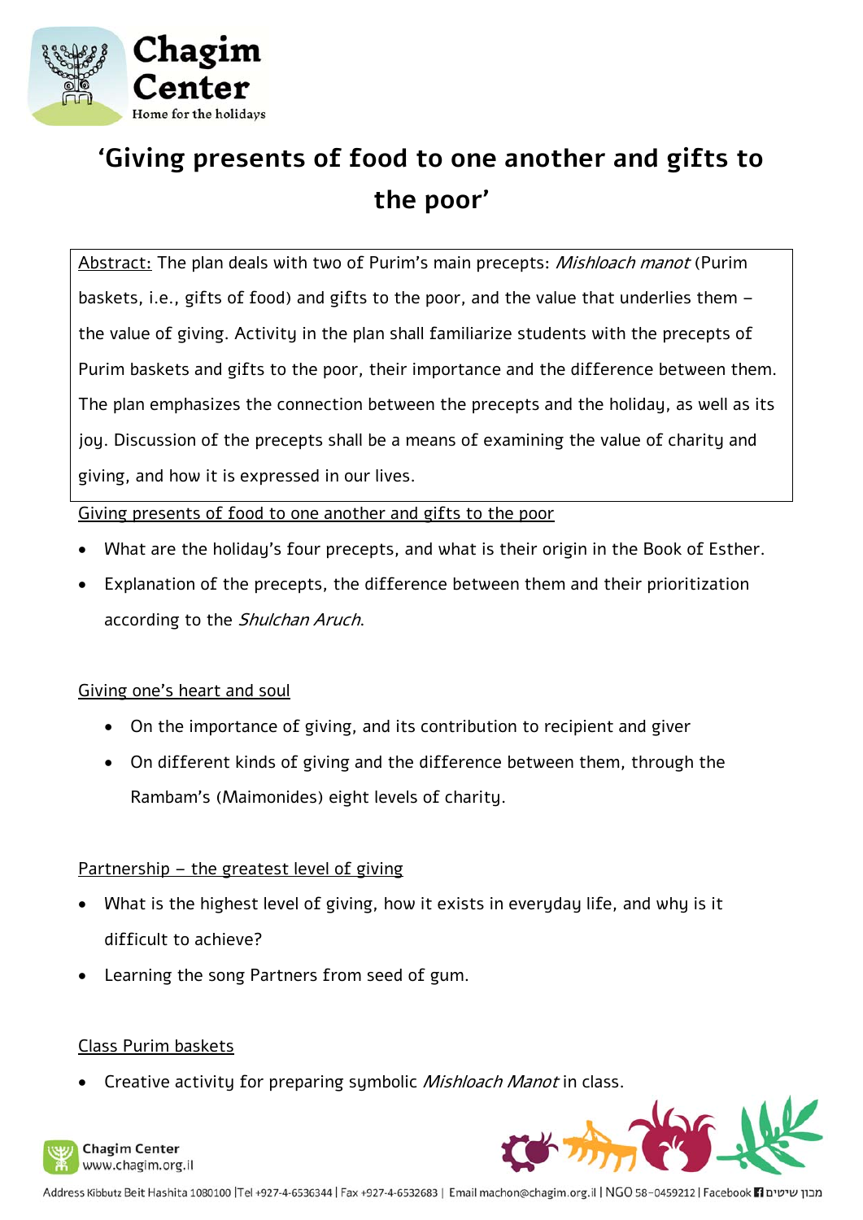# 'Giving presents of food to one another and gifts to the poor'

Abstract: The plan deals with two of Purim's main precepts: *Mishloach manot* (Purim baskets, i.e., gifts of food) and gifts to the poor, and the value that underlies them – the value of giving. Activity in the plan shall familiarize students with the precepts of Purim baskets and gifts to the poor, their importance and the difference between them. The plan emphasizes the connection between the precepts and the holiday, as well as its joy. Discussion of the precepts shall be a means of examining the value of charity and giving, and how it is expressed in our lives.

Giving presents of food to one another and gifts to the poor

- What are the holiday's four precepts, and what is their origin in the Book of Esther.
- Explanation of the precepts, the difference between them and their prioritization according to the *Shulchan Aruch*.

Giving one's heart and soul

- On the importance of giving, and its contribution to recipient and giver
- On different kinds of giving and the difference between them, through the Rambam's (Maimonides) eight levels of charity.

Partnership – the greatest level of giving

- What is the highest level of giving, how it exists in everyday life, and why is it difficult to achieve?
- Learning the song Partners from seed of gum.

Class Purim baskets

- Creative activity for preparing symbolic *Mishloach Manot* in class.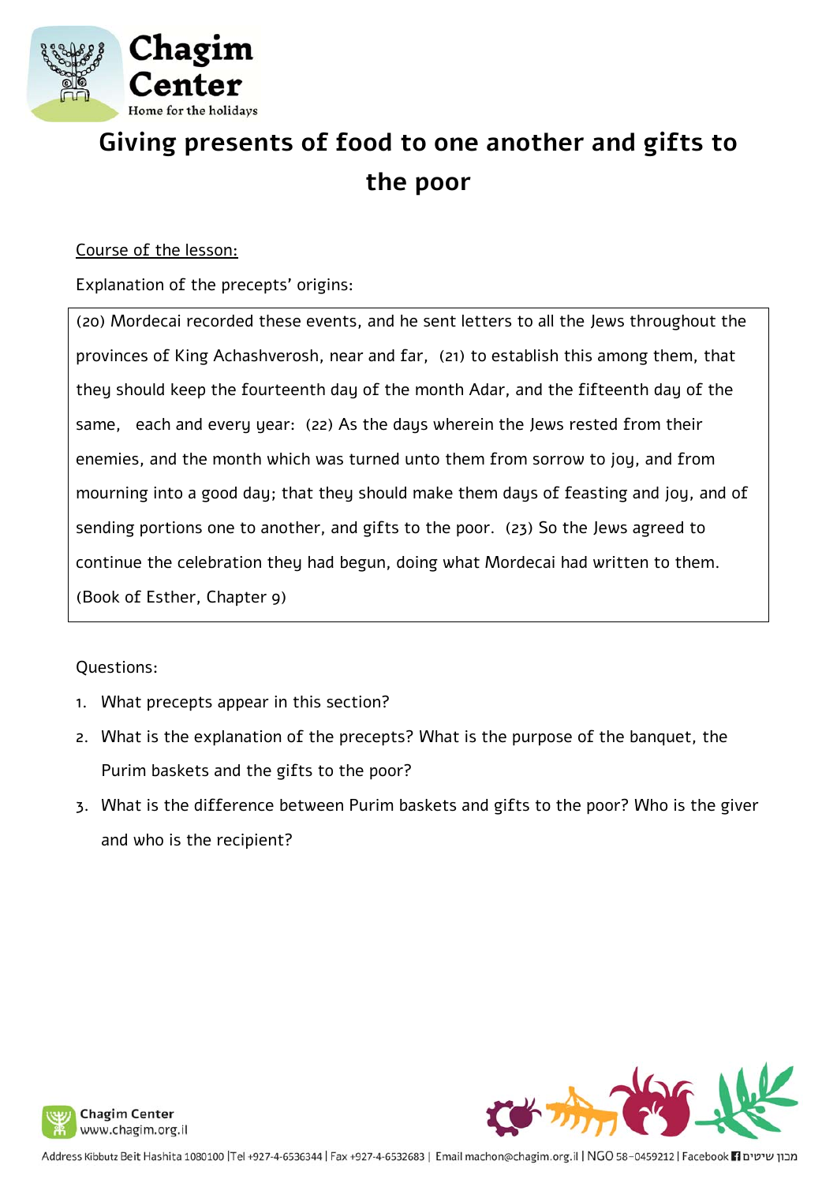# Giving presents of food to one another and gifts to the poor

Course of the lesson:

Explanation of the precepts' origins:

> (20) Mordecai recorded these events, and he sent letters to all the Jews throughout the provinces of King Achashverosh, near and far, (21) to establish this among them, that they should keep the fourteenth day of the month Adar, and the fifteenth day of the same, each and every year: (22) As the days wherein the Jews rested from their enemies, and the month which was turned unto them from sorrow to joy, and from mourning into a good day; that they should make them days of feasting and joy, and of sending portions one to another, and gifts to the poor. (23) So the Jews agreed to continue the celebration they had begun, doing what Mordecai had written to them.
> (Book of Esther, Chapter 9)

Questions:

1. What precepts appear in this section?
2. What is the explanation of the precepts? What is the purpose of the banquet, the Purim baskets and the gifts to the poor?
3. What is the difference between Purim baskets and gifts to the poor? Who is the giver and who is the recipient?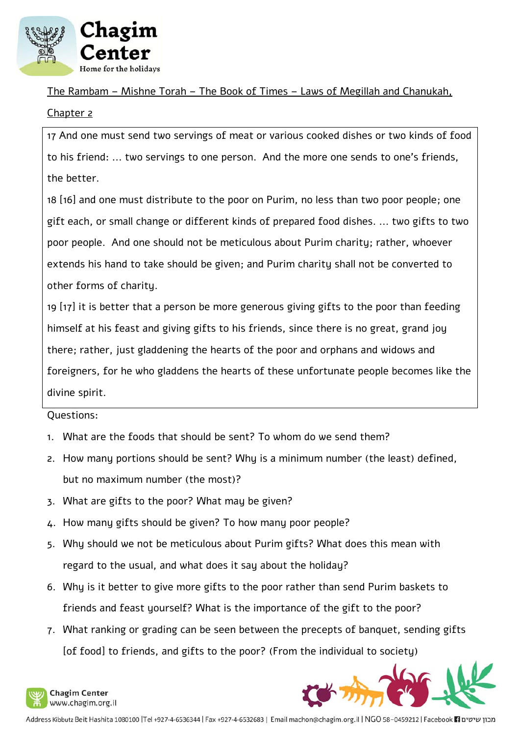The Rambam – Mishne Torah – The Book of Times – Laws of Megillah and Chanukah, Chapter 2

> 17 And one must send two servings of meat or various cooked dishes or two kinds of food to his friend: … two servings to one person. And the more one sends to one's friends, the better.
>
> 18 [16] and one must distribute to the poor on Purim, no less than two poor people; one gift each, or small change or different kinds of prepared food dishes. … two gifts to two poor people. And one should not be meticulous about Purim charity; rather, whoever extends his hand to take should be given; and Purim charity shall not be converted to other forms of charity.
>
> 19 [17] it is better that a person be more generous giving gifts to the poor than feeding himself at his feast and giving gifts to his friends, since there is no great, grand joy there; rather, just gladdening the hearts of the poor and orphans and widows and foreigners, for he who gladdens the hearts of these unfortunate people becomes like the divine spirit.

Questions:

1. What are the foods that should be sent? To whom do we send them?
2. How many portions should be sent? Why is a minimum number (the least) defined, but no maximum number (the most)?
3. What are gifts to the poor? What may be given?
4. How many gifts should be given? To how many poor people?
5. Why should we not be meticulous about Purim gifts? What does this mean with regard to the usual, and what does it say about the holiday?
6. Why is it better to give more gifts to the poor rather than send Purim baskets to friends and feast yourself? What is the importance of the gift to the poor?
7. What ranking or grading can be seen between the precepts of banquet, sending gifts [of food] to friends, and gifts to the poor? (From the individual to society)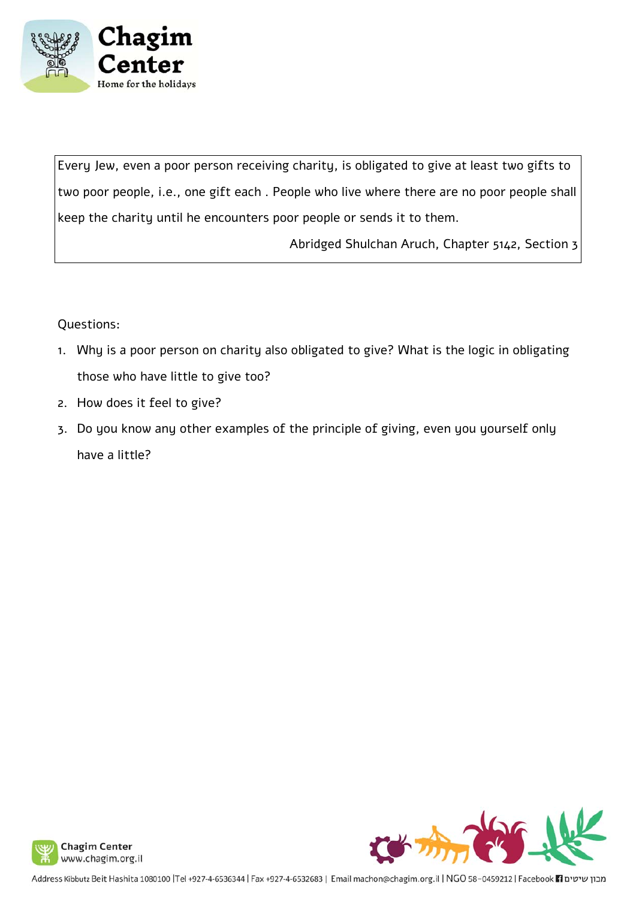Every Jew, even a poor person receiving charity, is obligated to give at least two gifts to two poor people, i.e., one gift each . People who live where there are no poor people shall keep the charity until he encounters poor people or sends it to them.

Abridged Shulchan Aruch, Chapter 5142, Section 3

Questions:

1. Why is a poor person on charity also obligated to give? What is the logic in obligating those who have little to give too?
2. How does it feel to give?
3. Do you know any other examples of the principle of giving, even you yourself only have a little?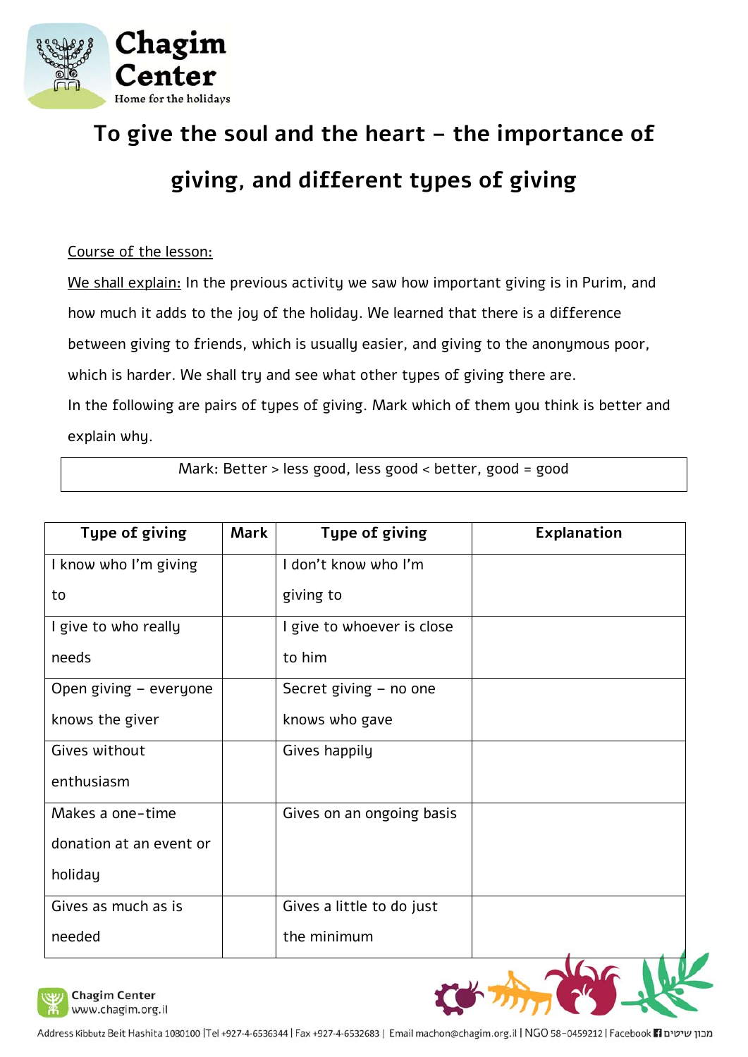# To give the soul and the heart – the importance of giving, and different types of giving

Course of the lesson:

We shall explain: In the previous activity we saw how important giving is in Purim, and how much it adds to the joy of the holiday. We learned that there is a difference between giving to friends, which is usually easier, and giving to the anonymous poor, which is harder. We shall try and see what other types of giving there are.

In the following are pairs of types of giving. Mark which of them you think is better and explain why.

| Mark: Better > less good, less good < better, good = good |
|---|

| Type of giving | Mark | Type of giving | Explanation |
|---|---|---|---|
| I know who I'm giving to | | I don't know who I'm giving to | |
| I give to who really needs | | I give to whoever is close to him | |
| Open giving – everyone knows the giver | | Secret giving – no one knows who gave | |
| Gives without enthusiasm | | Gives happily | |
| Makes a one-time donation at an event or holiday | | Gives on an ongoing basis | |
| Gives as much as is needed | | Gives a little to do just the minimum | |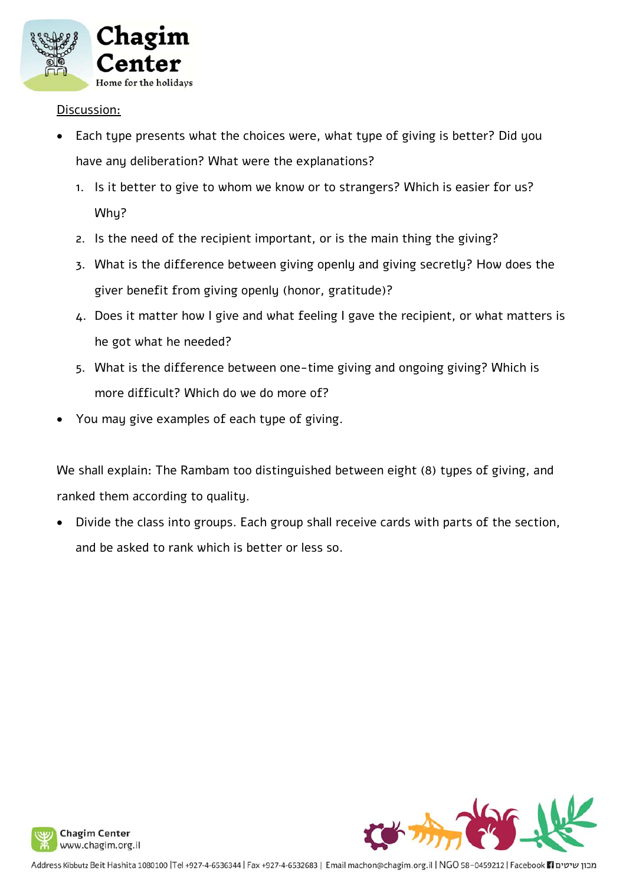Discussion:

- Each type presents what the choices were, what type of giving is better? Did you have any deliberation? What were the explanations?
  1. Is it better to give to whom we know or to strangers? Which is easier for us? Why?
  2. Is the need of the recipient important, or is the main thing the giving?
  3. What is the difference between giving openly and giving secretly? How does the giver benefit from giving openly (honor, gratitude)?
  4. Does it matter how I give and what feeling I gave the recipient, or what matters is he got what he needed?
  5. What is the difference between one-time giving and ongoing giving? Which is more difficult? Which do we do more of?
- You may give examples of each type of giving.

We shall explain: The Rambam too distinguished between eight (8) types of giving, and ranked them according to quality.

- Divide the class into groups. Each group shall receive cards with parts of the section, and be asked to rank which is better or less so.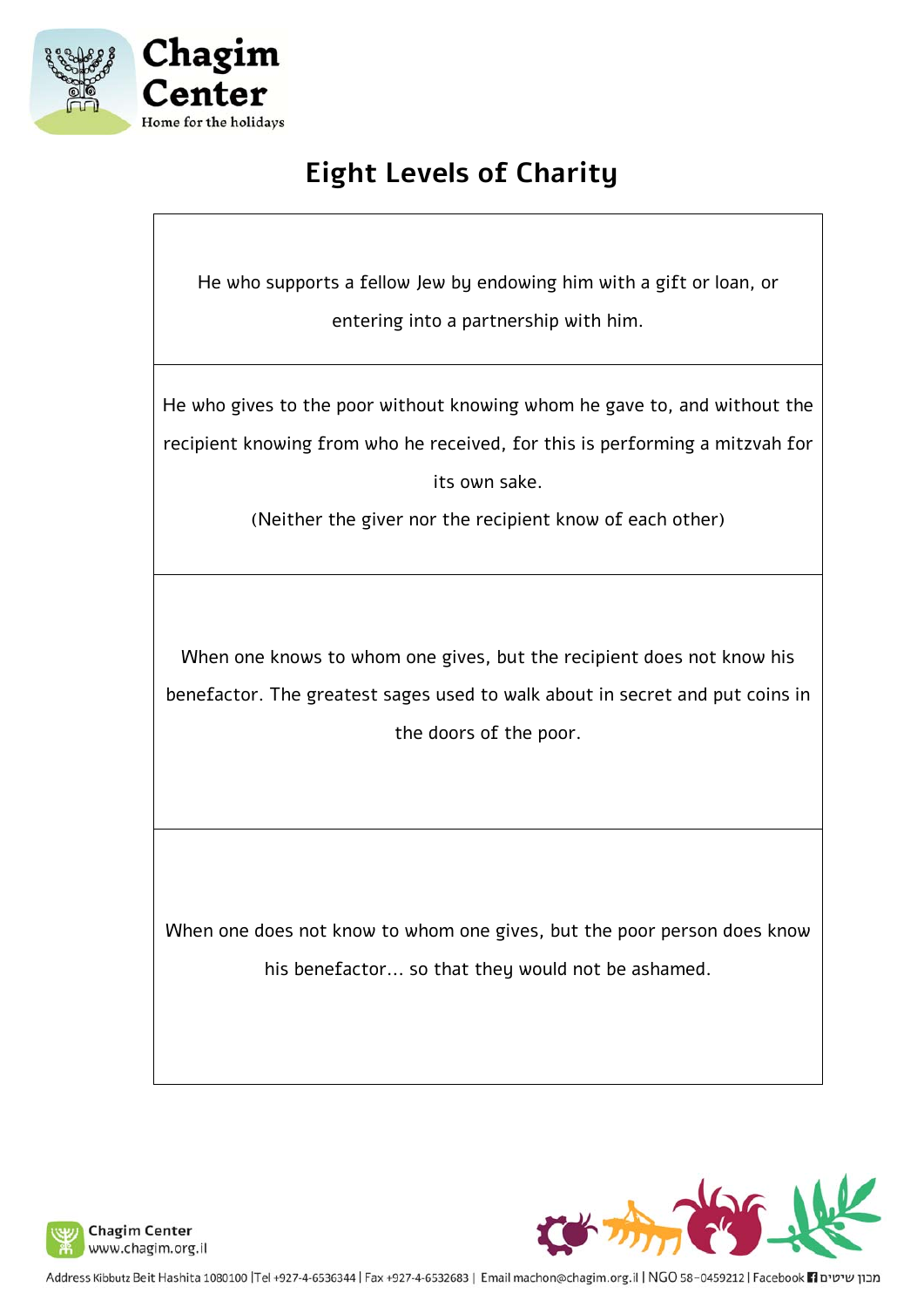# Eight Levels of Charity

| |
|---|
| He who supports a fellow Jew by endowing him with a gift or loan, or entering into a partnership with him. |
| He who gives to the poor without knowing whom he gave to, and without the recipient knowing from who he received, for this is performing a mitzvah for its own sake. (Neither the giver nor the recipient know of each other) |
| When one knows to whom one gives, but the recipient does not know his benefactor. The greatest sages used to walk about in secret and put coins in the doors of the poor. |
| When one does not know to whom one gives, but the poor person does know his benefactor… so that they would not be ashamed. |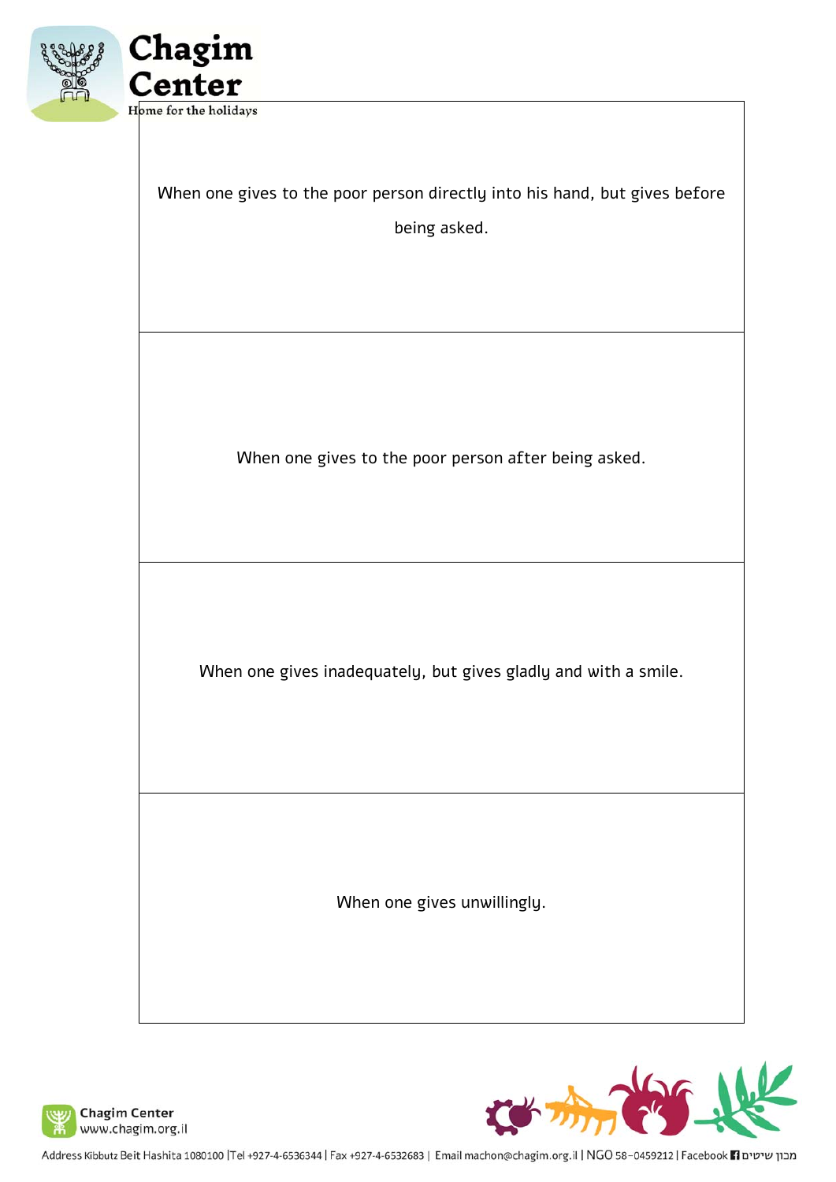| When one gives to the poor person directly into his hand, but gives before being asked. |
|---|
| When one gives to the poor person after being asked. |
| When one gives inadequately, but gives gladly and with a smile. |
| When one gives unwillingly. |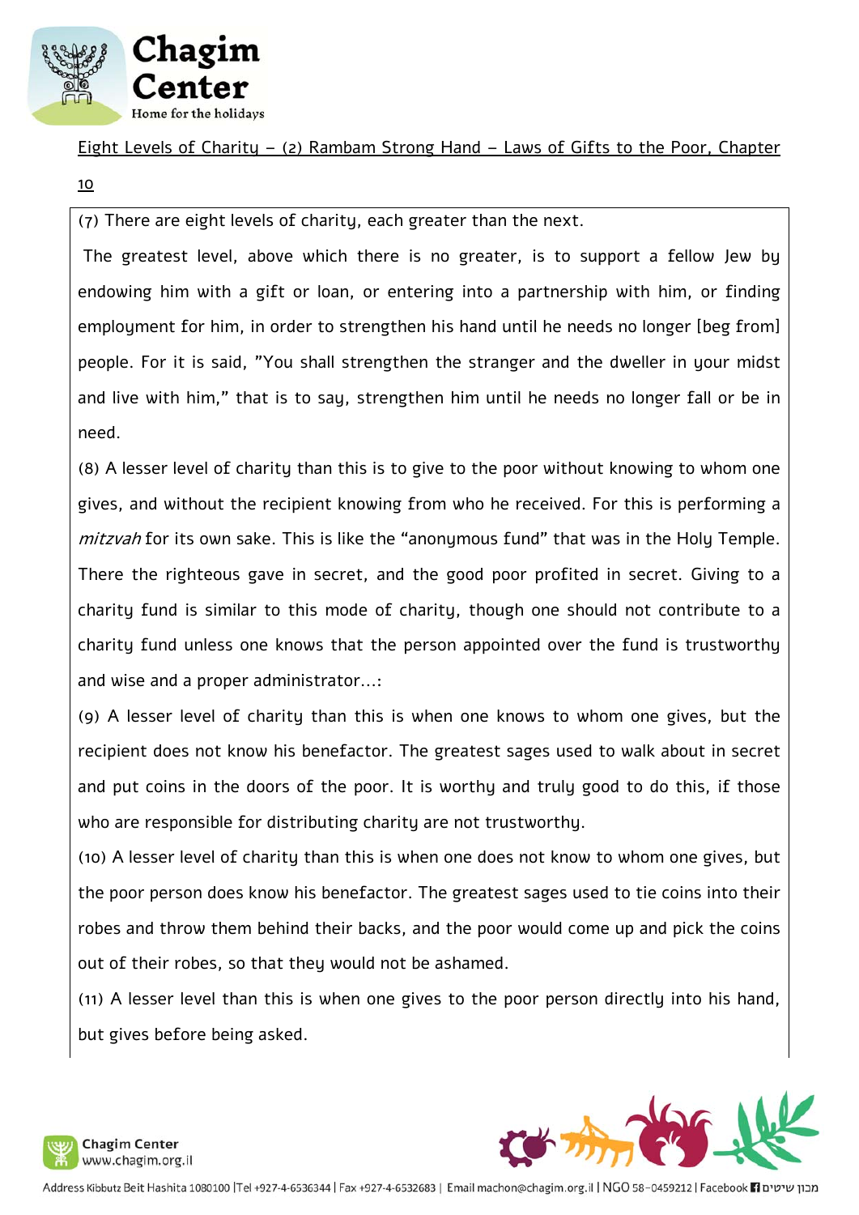Eight Levels of Charity – (2) Rambam Strong Hand – Laws of Gifts to the Poor, Chapter 10

(7) There are eight levels of charity, each greater than the next.

The greatest level, above which there is no greater, is to support a fellow Jew by endowing him with a gift or loan, or entering into a partnership with him, or finding employment for him, in order to strengthen his hand until he needs no longer [beg from] people. For it is said, "You shall strengthen the stranger and the dweller in your midst and live with him," that is to say, strengthen him until he needs no longer fall or be in need.

(8) A lesser level of charity than this is to give to the poor without knowing to whom one gives, and without the recipient knowing from who he received. For this is performing a *mitzvah* for its own sake. This is like the "anonymous fund" that was in the Holy Temple. There the righteous gave in secret, and the good poor profited in secret. Giving to a charity fund is similar to this mode of charity, though one should not contribute to a charity fund unless one knows that the person appointed over the fund is trustworthy and wise and a proper administrator…:

(9) A lesser level of charity than this is when one knows to whom one gives, but the recipient does not know his benefactor. The greatest sages used to walk about in secret and put coins in the doors of the poor. It is worthy and truly good to do this, if those who are responsible for distributing charity are not trustworthy.

(10) A lesser level of charity than this is when one does not know to whom one gives, but the poor person does know his benefactor. The greatest sages used to tie coins into their robes and throw them behind their backs, and the poor would come up and pick the coins out of their robes, so that they would not be ashamed.

(11) A lesser level than this is when one gives to the poor person directly into his hand, but gives before being asked.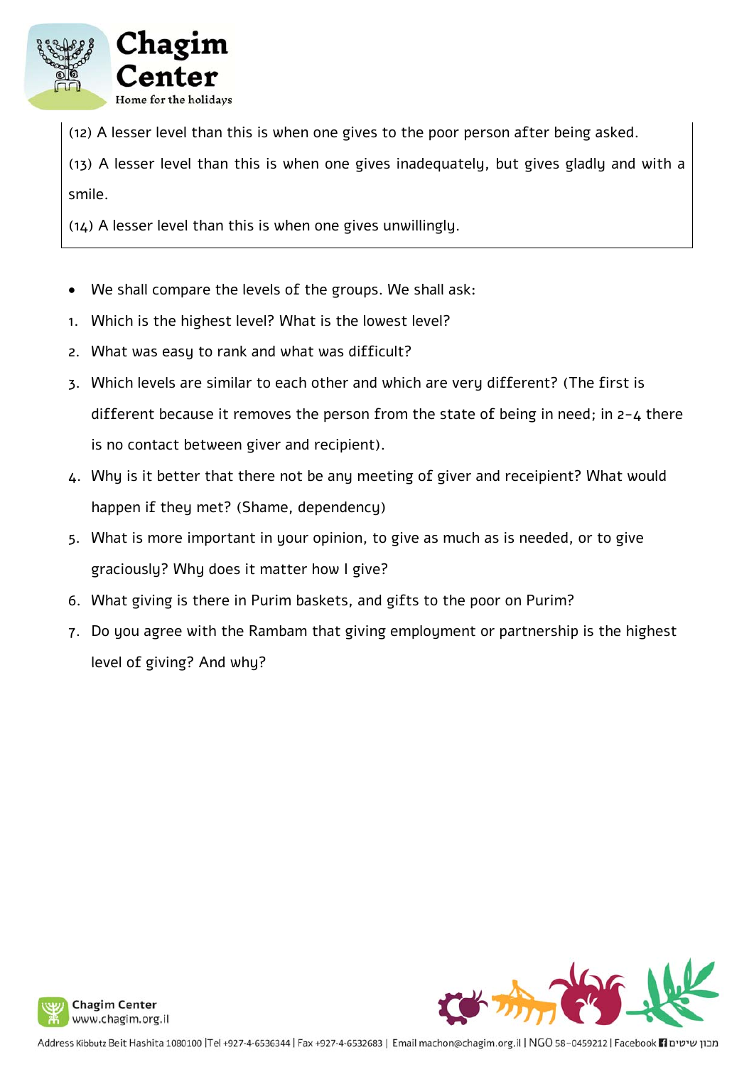(12) A lesser level than this is when one gives to the poor person after being asked.

(13) A lesser level than this is when one gives inadequately, but gives gladly and with a smile.

(14) A lesser level than this is when one gives unwillingly.

- We shall compare the levels of the groups. We shall ask:

1. Which is the highest level? What is the lowest level?
2. What was easy to rank and what was difficult?
3. Which levels are similar to each other and which are very different? (The first is different because it removes the person from the state of being in need; in 2-4 there is no contact between giver and recipient).
4. Why is it better that there not be any meeting of giver and receipient? What would happen if they met? (Shame, dependency)
5. What is more important in your opinion, to give as much as is needed, or to give graciously? Why does it matter how I give?
6. What giving is there in Purim baskets, and gifts to the poor on Purim?
7. Do you agree with the Rambam that giving employment or partnership is the highest level of giving? And why?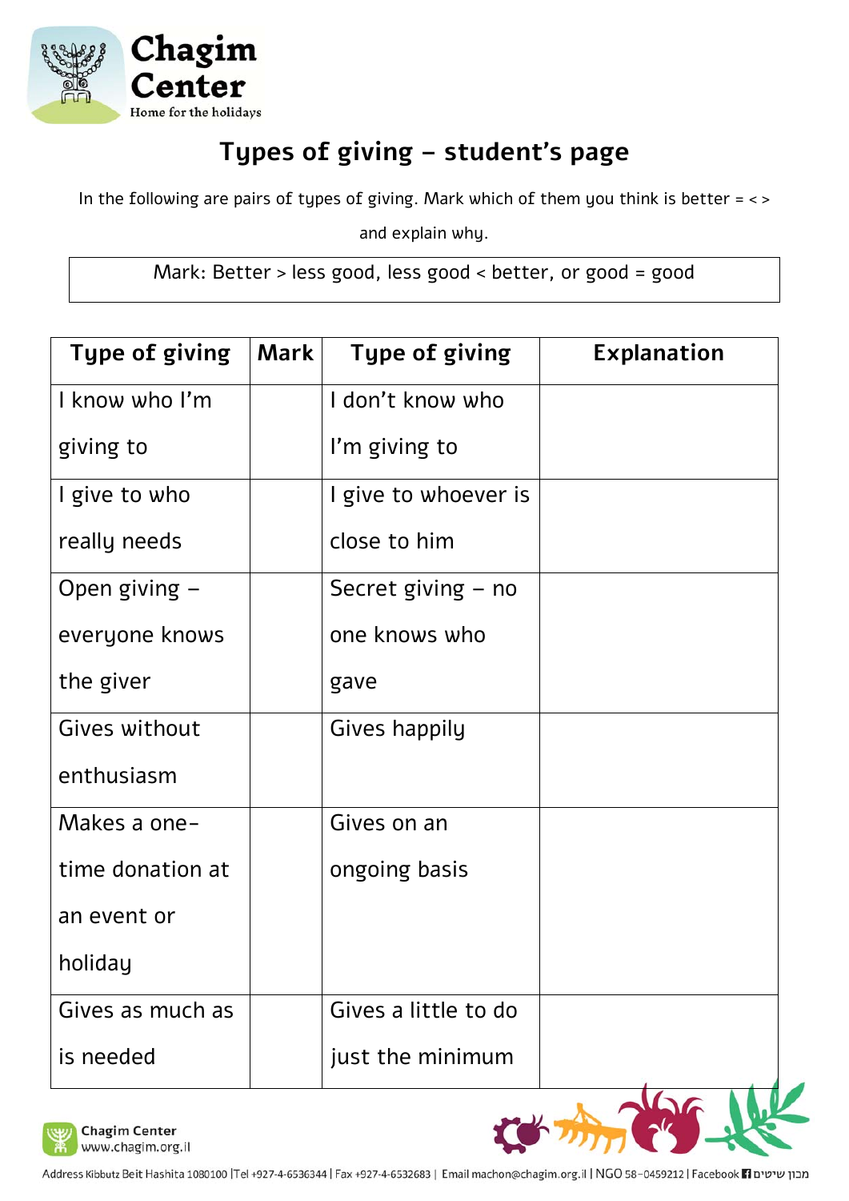# Types of giving – student's page

In the following are pairs of types of giving. Mark which of them you think is better = < >

and explain why.

Mark: Better > less good, less good < better, or good = good

| Type of giving | Mark | Type of giving | Explanation |
|---|---|---|---|
| I know who I'm giving to | | I don't know who I'm giving to | |
| I give to who really needs | | I give to whoever is close to him | |
| Open giving – everyone knows the giver | | Secret giving – no one knows who gave | |
| Gives without enthusiasm | | Gives happily | |
| Makes a one-time donation at an event or holiday | | Gives on an ongoing basis | |
| Gives as much as is needed | | Gives a little to do just the minimum | |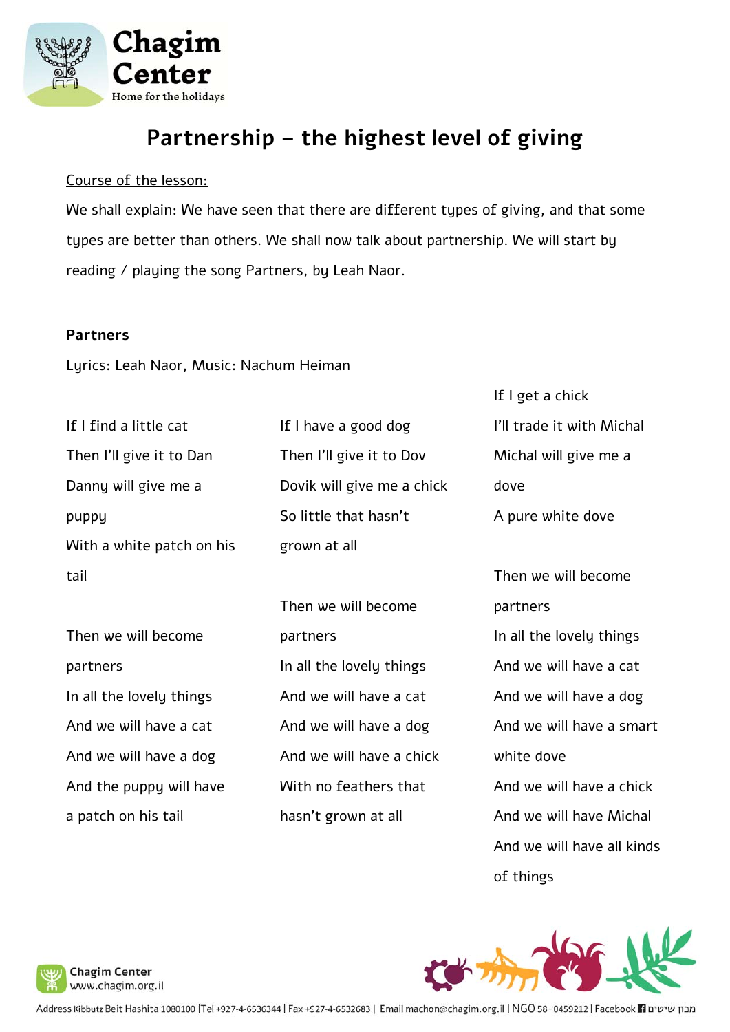# Partnership – the highest level of giving

Course of the lesson:

We shall explain: We have seen that there are different types of giving, and that some types are better than others. We shall now talk about partnership. We will start by reading / playing the song Partners, by Leah Naor.

**Partners**

Lyrics: Leah Naor, Music: Nachum Heiman

If I find a little cat
Then I'll give it to Dan
Danny will give me a puppy
With a white patch on his tail

Then we will become partners
In all the lovely things
And we will have a cat
And we will have a dog
And the puppy will have a patch on his tail

If I have a good dog
Then I'll give it to Dov
Dovik will give me a chick
So little that hasn't grown at all

Then we will become partners
In all the lovely things
And we will have a cat
And we will have a dog
And we will have a chick
With no feathers that hasn't grown at all

If I get a chick
I'll trade it with Michal
Michal will give me a dove
A pure white dove

Then we will become partners
In all the lovely things
And we will have a cat
And we will have a dog
And we will have a smart white dove
And we will have a chick
And we will have Michal
And we will have all kinds of things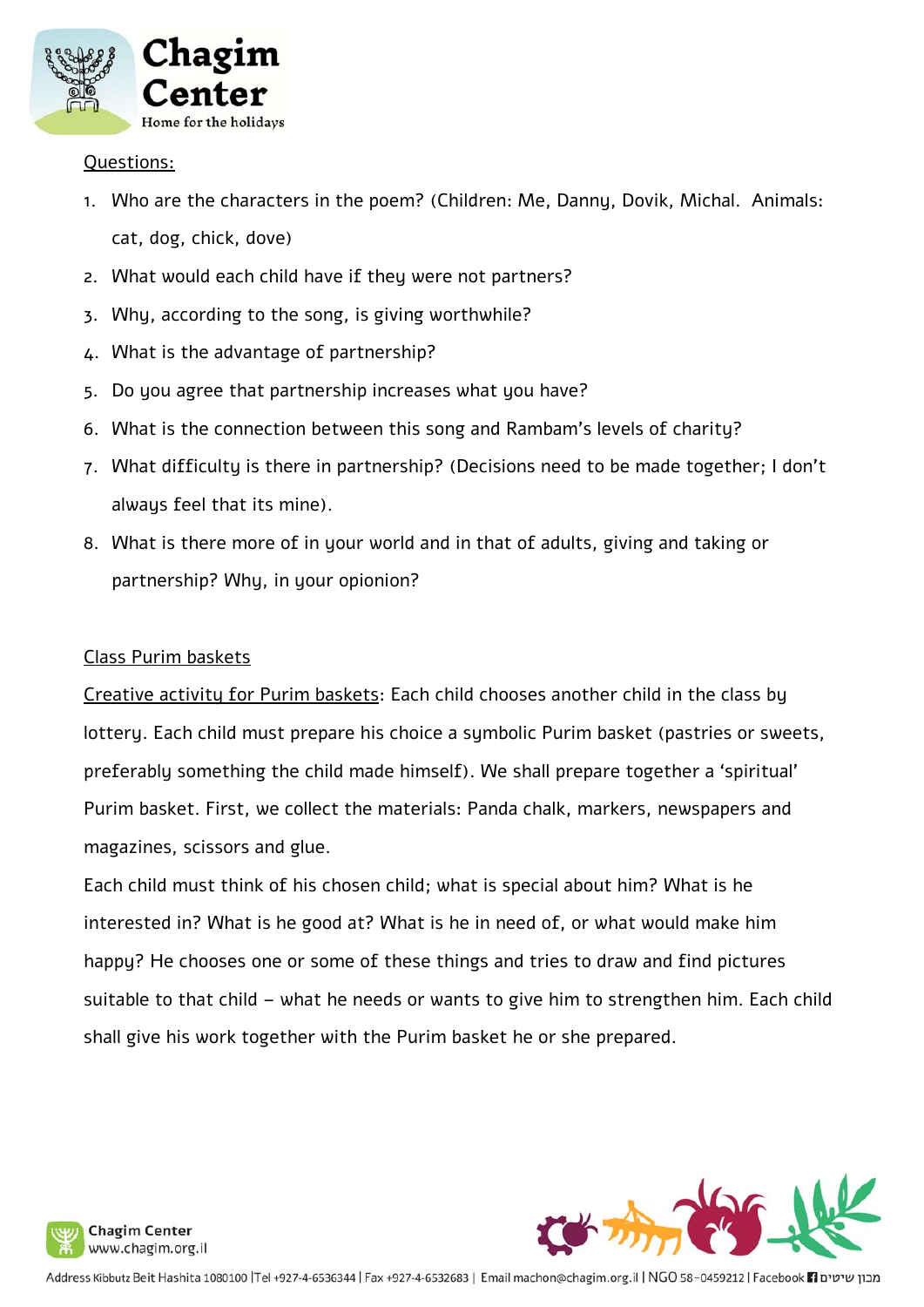Questions:

1. Who are the characters in the poem? (Children: Me, Danny, Dovik, Michal. Animals: cat, dog, chick, dove)
2. What would each child have if they were not partners?
3. Why, according to the song, is giving worthwhile?
4. What is the advantage of partnership?
5. Do you agree that partnership increases what you have?
6. What is the connection between this song and Rambam's levels of charity?
7. What difficulty is there in partnership? (Decisions need to be made together; I don't always feel that its mine).
8. What is there more of in your world and in that of adults, giving and taking or partnership? Why, in your opionion?

Class Purim baskets

Creative activity for Purim baskets: Each child chooses another child in the class by lottery. Each child must prepare his choice a symbolic Purim basket (pastries or sweets, preferably something the child made himself). We shall prepare together a 'spiritual' Purim basket. First, we collect the materials: Panda chalk, markers, newspapers and magazines, scissors and glue.

Each child must think of his chosen child; what is special about him? What is he interested in? What is he good at? What is he in need of, or what would make him happy? He chooses one or some of these things and tries to draw and find pictures suitable to that child – what he needs or wants to give him to strengthen him. Each child shall give his work together with the Purim basket he or she prepared.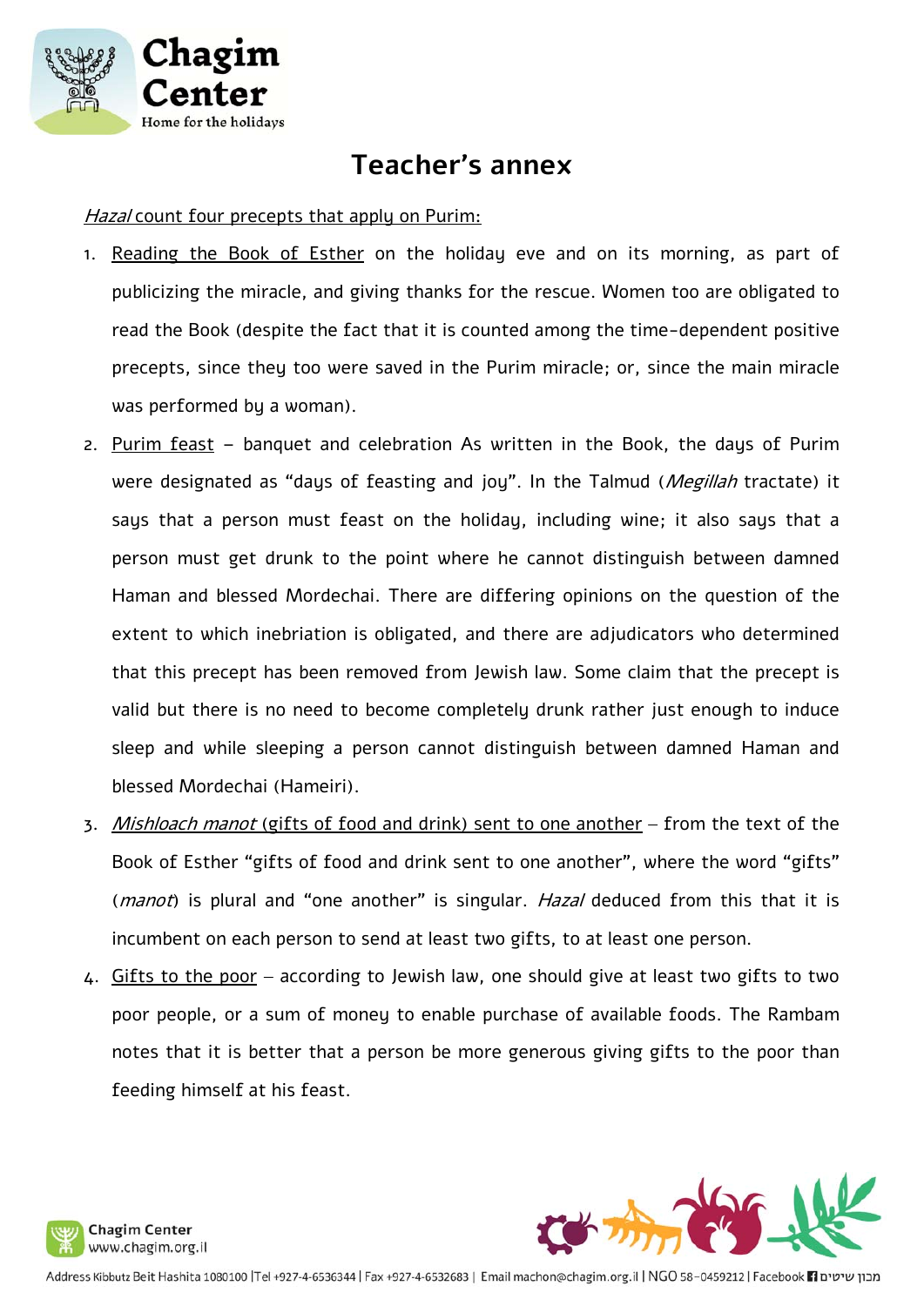# Teacher's annex

*Hazal* count four precepts that apply on Purim:

1. Reading the Book of Esther on the holiday eve and on its morning, as part of publicizing the miracle, and giving thanks for the rescue. Women too are obligated to read the Book (despite the fact that it is counted among the time-dependent positive precepts, since they too were saved in the Purim miracle; or, since the main miracle was performed by a woman).
2. Purim feast – banquet and celebration As written in the Book, the days of Purim were designated as "days of feasting and joy". In the Talmud (*Megillah* tractate) it says that a person must feast on the holiday, including wine; it also says that a person must get drunk to the point where he cannot distinguish between damned Haman and blessed Mordechai. There are differing opinions on the question of the extent to which inebriation is obligated, and there are adjudicators who determined that this precept has been removed from Jewish law. Some claim that the precept is valid but there is no need to become completely drunk rather just enough to induce sleep and while sleeping a person cannot distinguish between damned Haman and blessed Mordechai (Hameiri).
3. *Mishloach manot* (gifts of food and drink) sent to one another – from the text of the Book of Esther "gifts of food and drink sent to one another", where the word "gifts" (*manot*) is plural and "one another" is singular. *Hazal* deduced from this that it is incumbent on each person to send at least two gifts, to at least one person.
4. Gifts to the poor – according to Jewish law, one should give at least two gifts to two poor people, or a sum of money to enable purchase of available foods. The Rambam notes that it is better that a person be more generous giving gifts to the poor than feeding himself at his feast.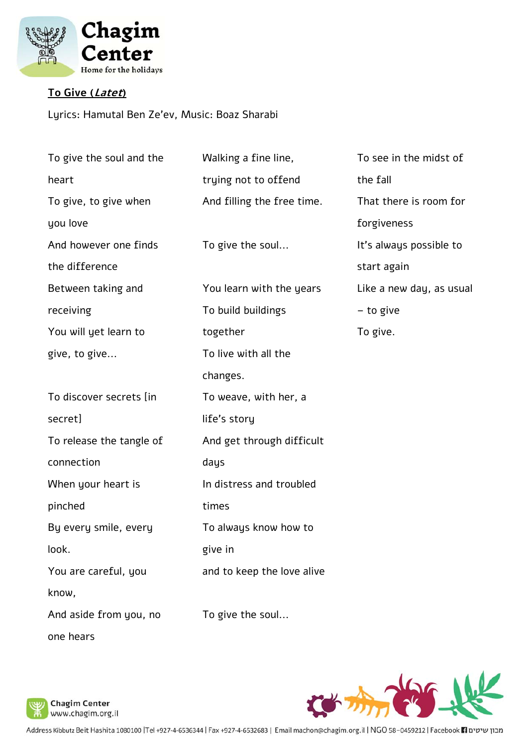**To Give (*Latet*)**

Lyrics: Hamutal Ben Ze'ev, Music: Boaz Sharabi

To give the soul and the heart
To give, to give when you love
And however one finds the difference
Between taking and receiving
You will yet learn to give, to give…

To discover secrets [in secret]
To release the tangle of connection
When your heart is pinched
By every smile, every look.
You are careful, you know,
And aside from you, no one hears

Walking a fine line,
trying not to offend
And filling the free time.

To give the soul…

You learn with the years
To build buildings together
To live with all the changes.
To weave, with her, a life's story
And get through difficult days
In distress and troubled times
To always know how to give in
and to keep the love alive

To give the soul…

To see in the midst of the fall
That there is room for forgiveness
It's always possible to start again
Like a new day, as usual – to give
To give.